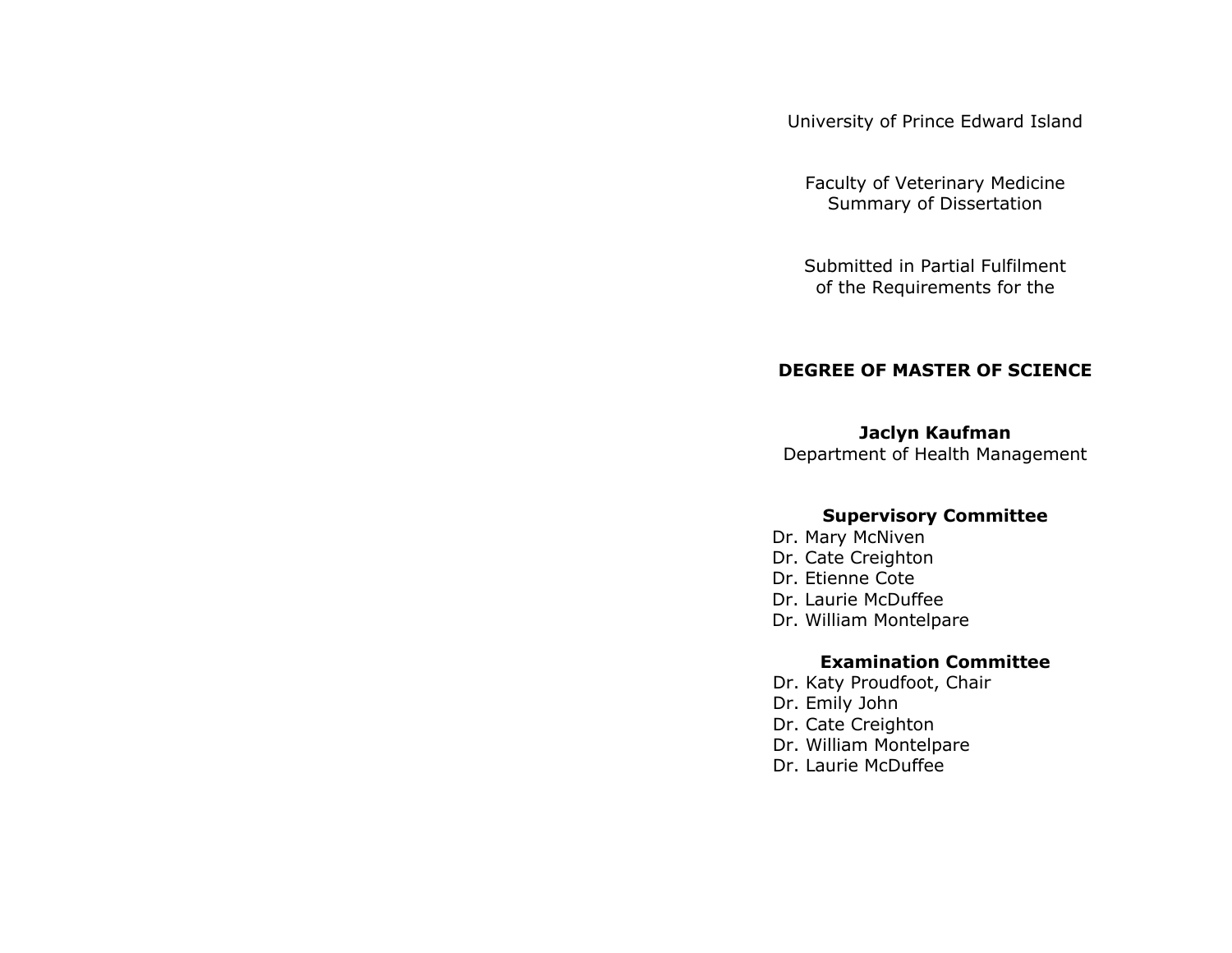University of Prince Edward Island

Faculty of Veterinary Medicine
Summary of Dissertation

Submitted in Partial Fulfilment
of the Requirements for the

**DEGREE OF MASTER OF SCIENCE**

**Jaclyn Kaufman**
Department of Health Management

**Supervisory Committee**

Dr. Mary McNiven
Dr. Cate Creighton
Dr. Etienne Cote
Dr. Laurie McDuffee
Dr. William Montelpare

**Examination Committee**

Dr. Katy Proudfoot, Chair
Dr. Emily John
Dr. Cate Creighton
Dr. William Montelpare
Dr. Laurie McDuffee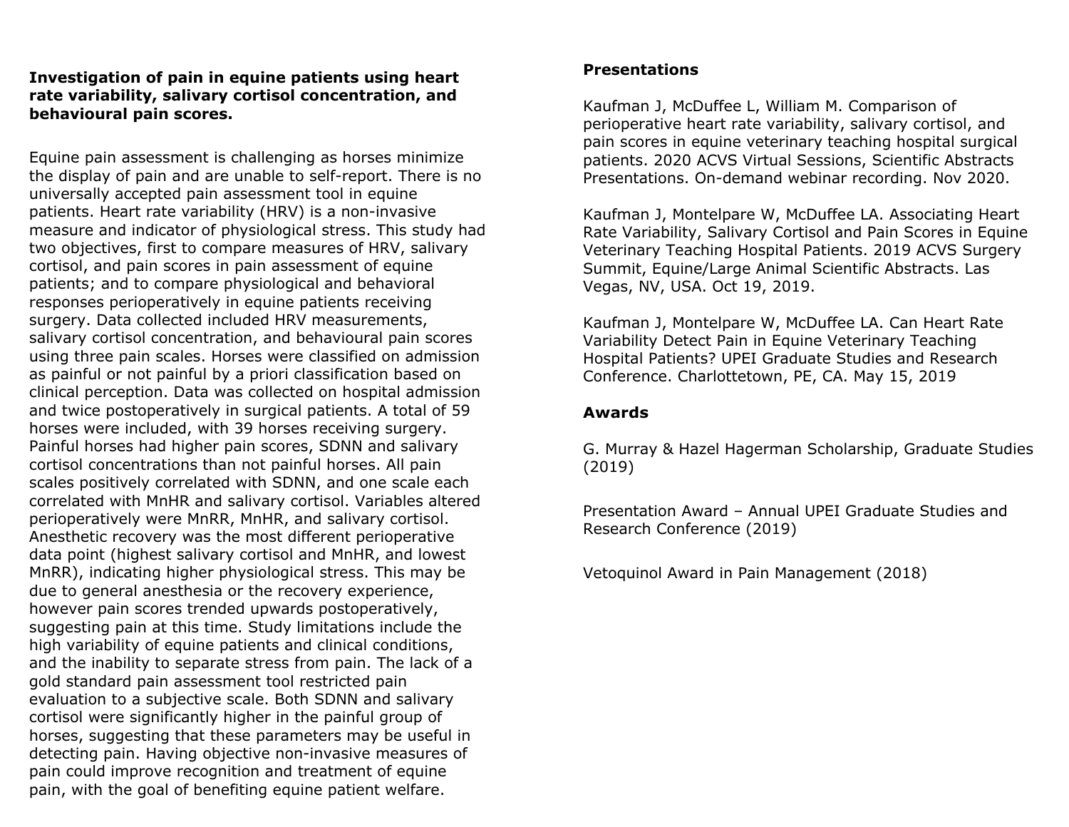**Investigation of pain in equine patients using heart rate variability, salivary cortisol concentration, and behavioural pain scores.**

Equine pain assessment is challenging as horses minimize the display of pain and are unable to self-report. There is no universally accepted pain assessment tool in equine patients. Heart rate variability (HRV) is a non-invasive measure and indicator of physiological stress. This study had two objectives, first to compare measures of HRV, salivary cortisol, and pain scores in pain assessment of equine patients; and to compare physiological and behavioral responses perioperatively in equine patients receiving surgery. Data collected included HRV measurements, salivary cortisol concentration, and behavioural pain scores using three pain scales. Horses were classified on admission as painful or not painful by a priori classification based on clinical perception. Data was collected on hospital admission and twice postoperatively in surgical patients. A total of 59 horses were included, with 39 horses receiving surgery. Painful horses had higher pain scores, SDNN and salivary cortisol concentrations than not painful horses. All pain scales positively correlated with SDNN, and one scale each correlated with MnHR and salivary cortisol. Variables altered perioperatively were MnRR, MnHR, and salivary cortisol. Anesthetic recovery was the most different perioperative data point (highest salivary cortisol and MnHR, and lowest MnRR), indicating higher physiological stress. This may be due to general anesthesia or the recovery experience, however pain scores trended upwards postoperatively, suggesting pain at this time. Study limitations include the high variability of equine patients and clinical conditions, and the inability to separate stress from pain. The lack of a gold standard pain assessment tool restricted pain evaluation to a subjective scale. Both SDNN and salivary cortisol were significantly higher in the painful group of horses, suggesting that these parameters may be useful in detecting pain. Having objective non-invasive measures of pain could improve recognition and treatment of equine pain, with the goal of benefiting equine patient welfare.

**Presentations**

Kaufman J, McDuffee L, William M. Comparison of perioperative heart rate variability, salivary cortisol, and pain scores in equine veterinary teaching hospital surgical patients. 2020 ACVS Virtual Sessions, Scientific Abstracts Presentations. On-demand webinar recording. Nov 2020.

Kaufman J, Montelpare W, McDuffee LA. Associating Heart Rate Variability, Salivary Cortisol and Pain Scores in Equine Veterinary Teaching Hospital Patients. 2019 ACVS Surgery Summit, Equine/Large Animal Scientific Abstracts. Las Vegas, NV, USA. Oct 19, 2019.

Kaufman J, Montelpare W, McDuffee LA. Can Heart Rate Variability Detect Pain in Equine Veterinary Teaching Hospital Patients? UPEI Graduate Studies and Research Conference. Charlottetown, PE, CA. May 15, 2019

**Awards**

G. Murray & Hazel Hagerman Scholarship, Graduate Studies (2019)

Presentation Award – Annual UPEI Graduate Studies and Research Conference (2019)

Vetoquinol Award in Pain Management (2018)